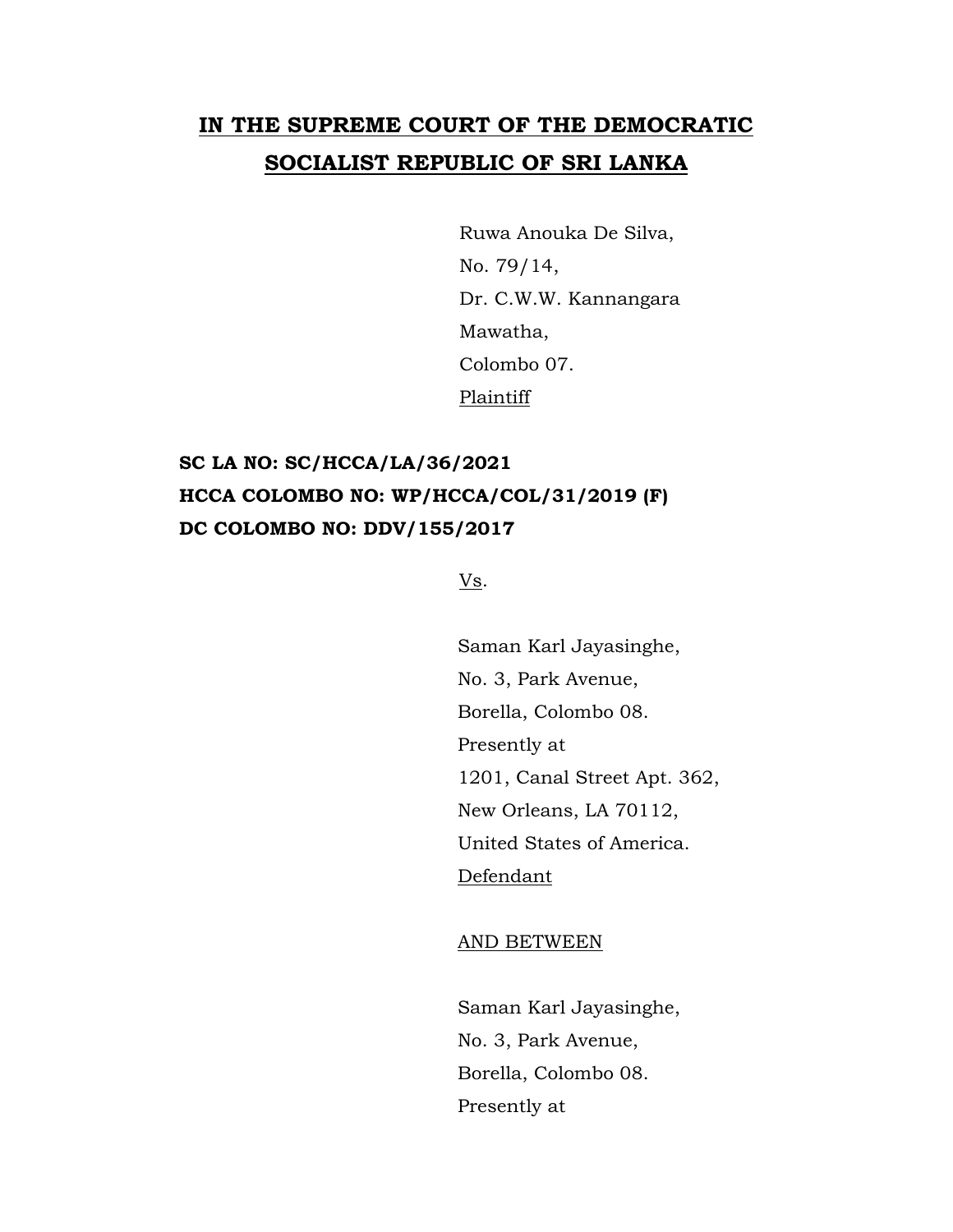# IN THE SUPREME COURT OF THE DEMOCRATIC SOCIALIST REPUBLIC OF SRI LANKA

Ruwa Anouka De Silva,
No. 79/14,
Dr. C.W.W. Kannangara
Mawatha,
Colombo 07.
Plaintiff

**SC LA NO: SC/HCCA/LA/36/2021**
**HCCA COLOMBO NO: WP/HCCA/COL/31/2019 (F)**
**DC COLOMBO NO: DDV/155/2017**

Vs.

Saman Karl Jayasinghe,
No. 3, Park Avenue,
Borella, Colombo 08.
Presently at
1201, Canal Street Apt. 362,
New Orleans, LA 70112,
United States of America.
Defendant

AND BETWEEN

Saman Karl Jayasinghe,
No. 3, Park Avenue,
Borella, Colombo 08.
Presently at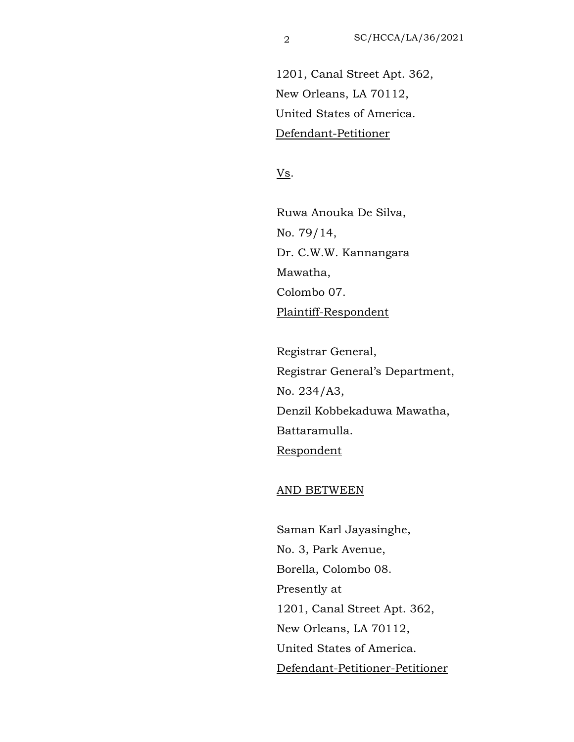1201, Canal Street Apt. 362,
New Orleans, LA 70112,
United States of America.
<u>Defendant-Petitioner</u>

<u>Vs</u>.

Ruwa Anouka De Silva,
No. 79/14,
Dr. C.W.W. Kannangara
Mawatha,
Colombo 07.
<u>Plaintiff-Respondent</u>

Registrar General,
Registrar General's Department,
No. 234/A3,
Denzil Kobbekaduwa Mawatha,
Battaramulla.
<u>Respondent</u>

<u>AND BETWEEN</u>

Saman Karl Jayasinghe,
No. 3, Park Avenue,
Borella, Colombo 08.
Presently at
1201, Canal Street Apt. 362,
New Orleans, LA 70112,
United States of America.
<u>Defendant-Petitioner-Petitioner</u>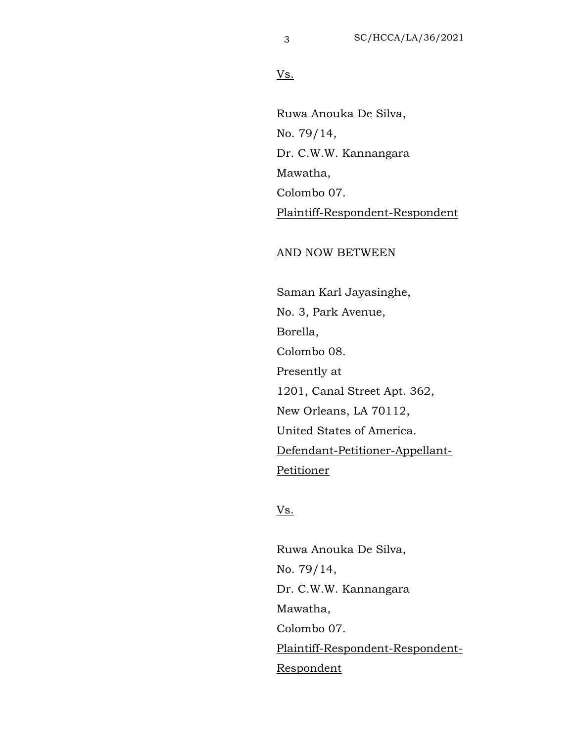Vs.

Ruwa Anouka De Silva,
No. 79/14,
Dr. C.W.W. Kannangara
Mawatha,
Colombo 07.
Plaintiff-Respondent-Respondent

AND NOW BETWEEN

Saman Karl Jayasinghe,
No. 3, Park Avenue,
Borella,
Colombo 08.
Presently at
1201, Canal Street Apt. 362,
New Orleans, LA 70112,
United States of America.
Defendant-Petitioner-Appellant-Petitioner

Vs.

Ruwa Anouka De Silva,
No. 79/14,
Dr. C.W.W. Kannangara
Mawatha,
Colombo 07.
Plaintiff-Respondent-Respondent-Respondent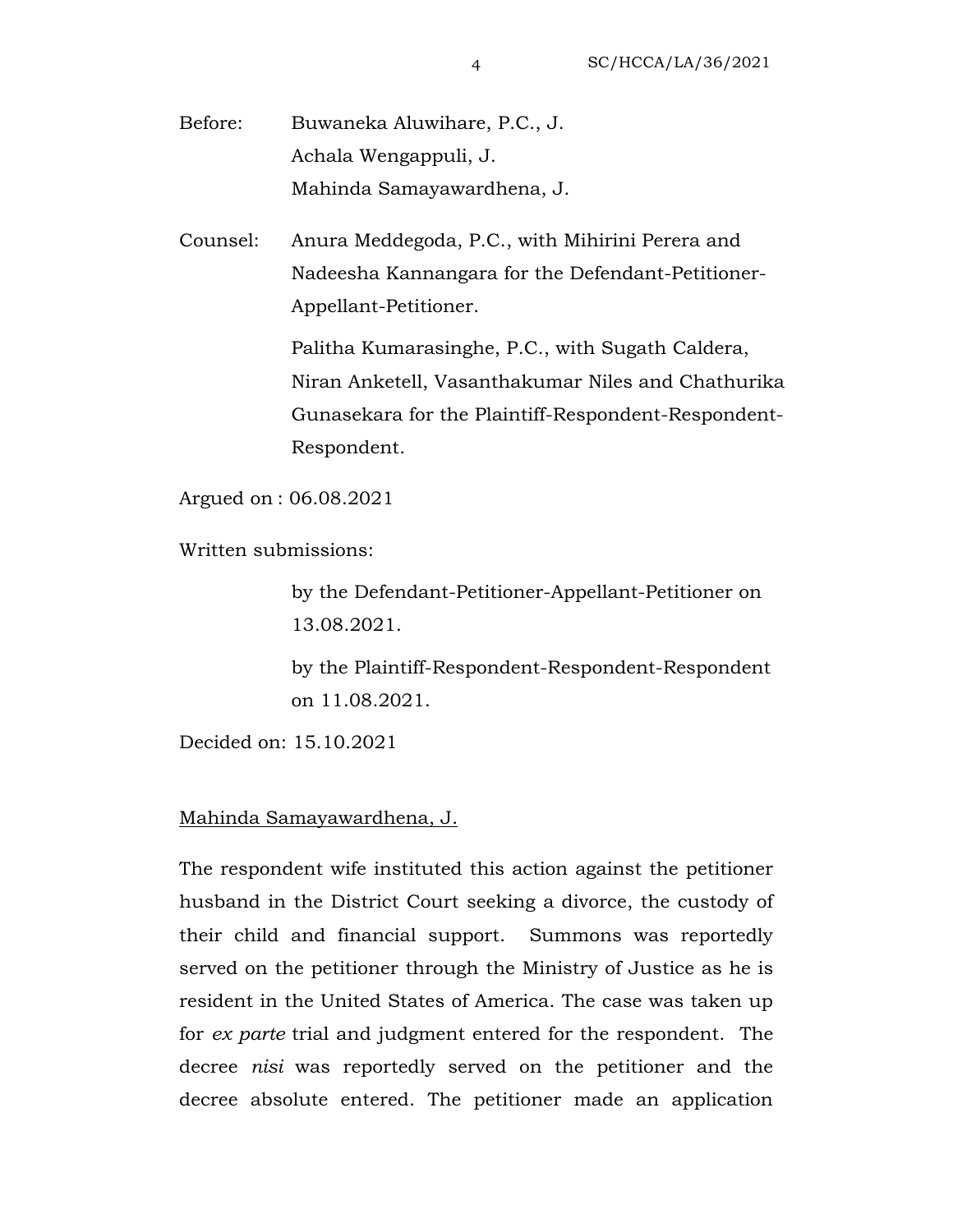Before: Buwaneka Aluwihare, P.C., J.
Achala Wengappuli, J.
Mahinda Samayawardhena, J.

Counsel: Anura Meddegoda, P.C., with Mihirini Perera and Nadeesha Kannangara for the Defendant-Petitioner-Appellant-Petitioner.

Palitha Kumarasinghe, P.C., with Sugath Caldera, Niran Anketell, Vasanthakumar Niles and Chathurika Gunasekara for the Plaintiff-Respondent-Respondent-Respondent.

Argued on : 06.08.2021

Written submissions:

by the Defendant-Petitioner-Appellant-Petitioner on 13.08.2021.

by the Plaintiff-Respondent-Respondent-Respondent on 11.08.2021.

Decided on: 15.10.2021

<u>Mahinda Samayawardhena, J.</u>

The respondent wife instituted this action against the petitioner husband in the District Court seeking a divorce, the custody of their child and financial support. Summons was reportedly served on the petitioner through the Ministry of Justice as he is resident in the United States of America. The case was taken up for *ex parte* trial and judgment entered for the respondent. The decree *nisi* was reportedly served on the petitioner and the decree absolute entered. The petitioner made an application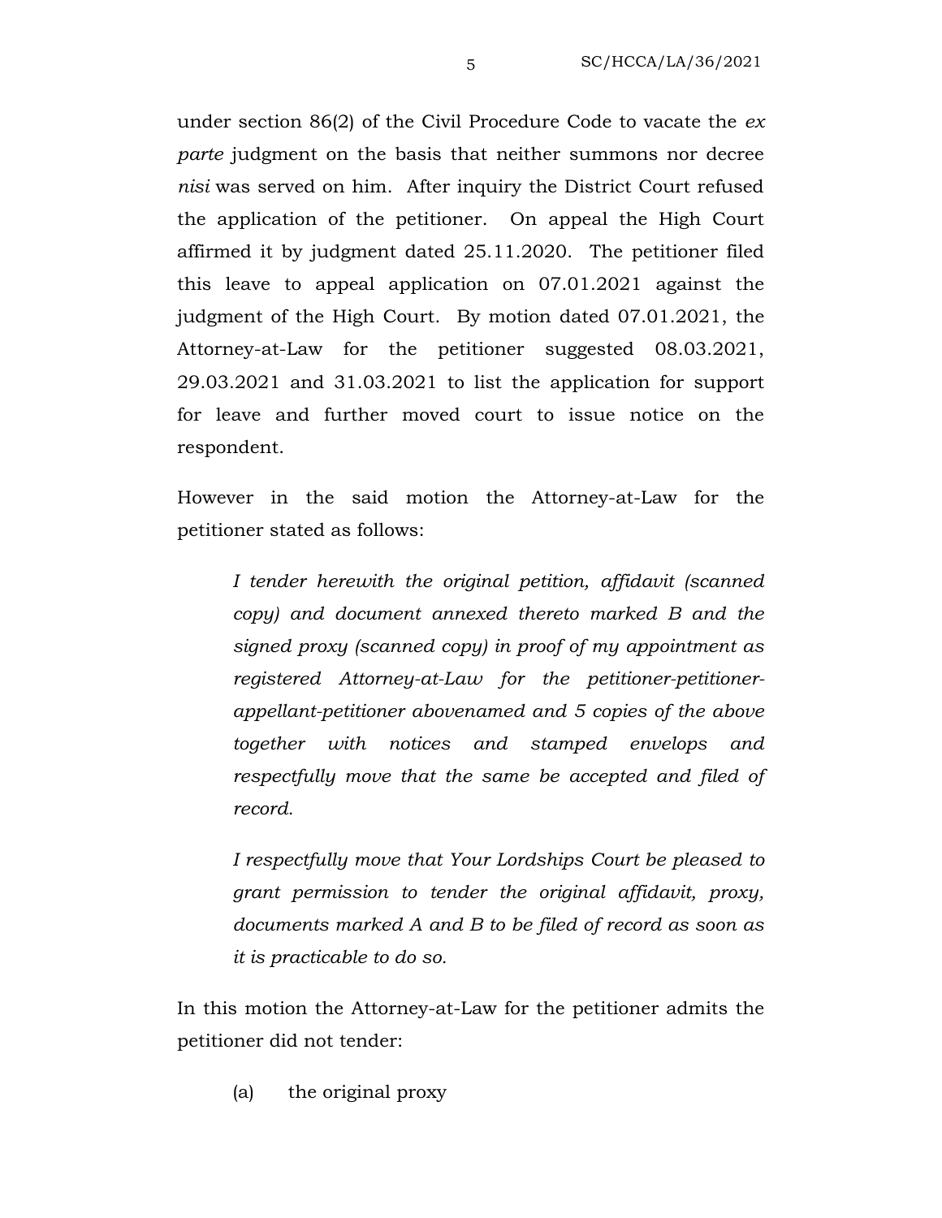under section 86(2) of the Civil Procedure Code to vacate the *ex parte* judgment on the basis that neither summons nor decree *nisi* was served on him. After inquiry the District Court refused the application of the petitioner. On appeal the High Court affirmed it by judgment dated 25.11.2020. The petitioner filed this leave to appeal application on 07.01.2021 against the judgment of the High Court. By motion dated 07.01.2021, the Attorney-at-Law for the petitioner suggested 08.03.2021, 29.03.2021 and 31.03.2021 to list the application for support for leave and further moved court to issue notice on the respondent.

However in the said motion the Attorney-at-Law for the petitioner stated as follows:

> *I tender herewith the original petition, affidavit (scanned copy) and document annexed thereto marked B and the signed proxy (scanned copy) in proof of my appointment as registered Attorney-at-Law for the petitioner-petitioner-appellant-petitioner abovenamed and 5 copies of the above together with notices and stamped envelops and respectfully move that the same be accepted and filed of record.*
>
> *I respectfully move that Your Lordships Court be pleased to grant permission to tender the original affidavit, proxy, documents marked A and B to be filed of record as soon as it is practicable to do so.*

In this motion the Attorney-at-Law for the petitioner admits the petitioner did not tender:

(a) the original proxy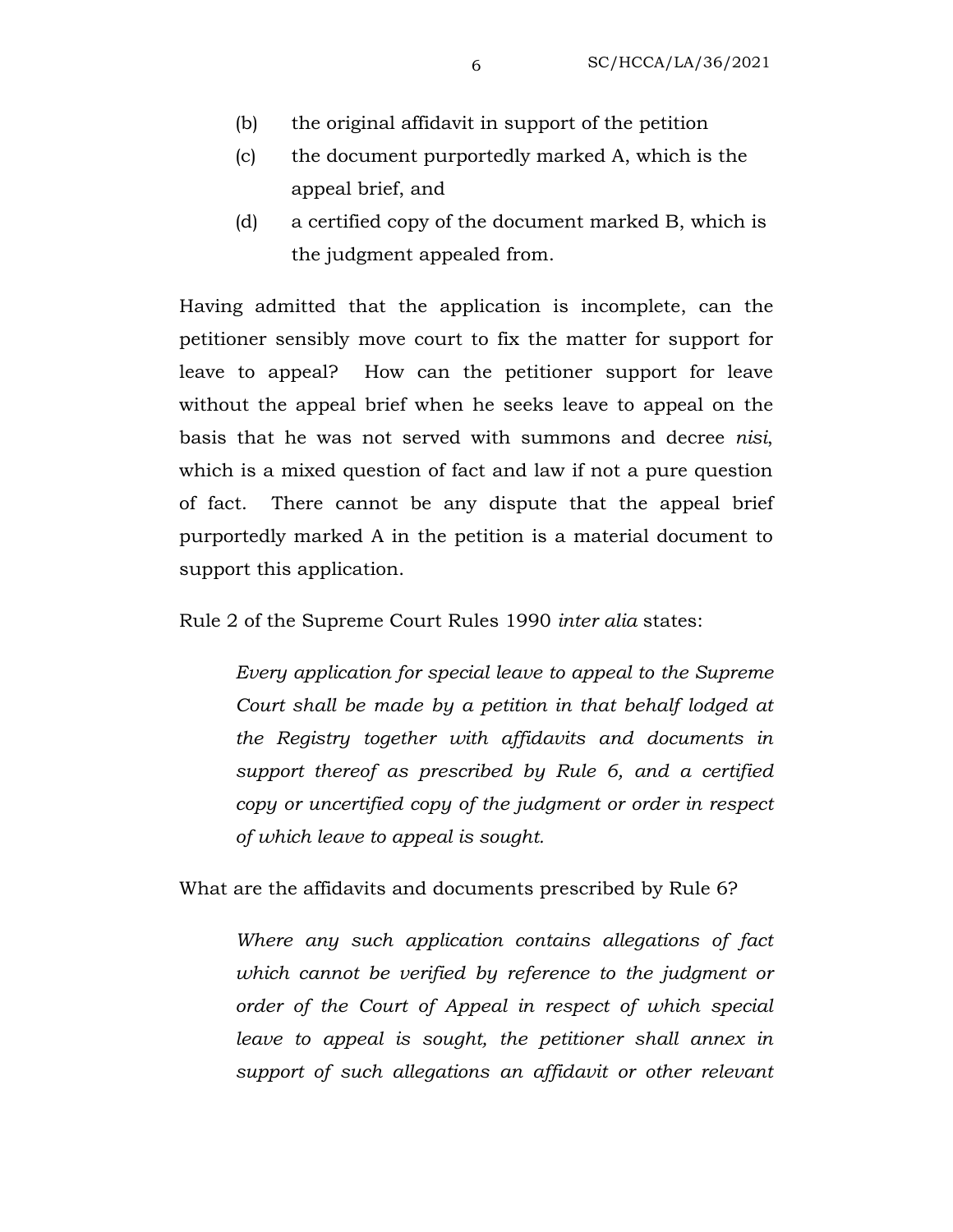(b) the original affidavit in support of the petition

(c) the document purportedly marked A, which is the appeal brief, and

(d) a certified copy of the document marked B, which is the judgment appealed from.

Having admitted that the application is incomplete, can the petitioner sensibly move court to fix the matter for support for leave to appeal? How can the petitioner support for leave without the appeal brief when he seeks leave to appeal on the basis that he was not served with summons and decree *nisi*, which is a mixed question of fact and law if not a pure question of fact. There cannot be any dispute that the appeal brief purportedly marked A in the petition is a material document to support this application.

Rule 2 of the Supreme Court Rules 1990 *inter alia* states:

> *Every application for special leave to appeal to the Supreme Court shall be made by a petition in that behalf lodged at the Registry together with affidavits and documents in support thereof as prescribed by Rule 6, and a certified copy or uncertified copy of the judgment or order in respect of which leave to appeal is sought.*

What are the affidavits and documents prescribed by Rule 6?

> *Where any such application contains allegations of fact which cannot be verified by reference to the judgment or order of the Court of Appeal in respect of which special leave to appeal is sought, the petitioner shall annex in support of such allegations an affidavit or other relevant*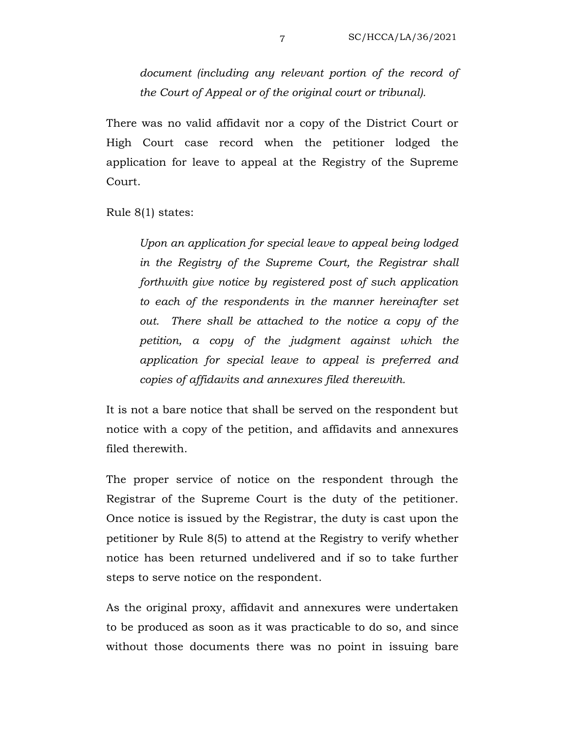*document (including any relevant portion of the record of the Court of Appeal or of the original court or tribunal).*

There was no valid affidavit nor a copy of the District Court or High Court case record when the petitioner lodged the application for leave to appeal at the Registry of the Supreme Court.

Rule 8(1) states:

> *Upon an application for special leave to appeal being lodged in the Registry of the Supreme Court, the Registrar shall forthwith give notice by registered post of such application to each of the respondents in the manner hereinafter set out. There shall be attached to the notice a copy of the petition, a copy of the judgment against which the application for special leave to appeal is preferred and copies of affidavits and annexures filed therewith.*

It is not a bare notice that shall be served on the respondent but notice with a copy of the petition, and affidavits and annexures filed therewith.

The proper service of notice on the respondent through the Registrar of the Supreme Court is the duty of the petitioner. Once notice is issued by the Registrar, the duty is cast upon the petitioner by Rule 8(5) to attend at the Registry to verify whether notice has been returned undelivered and if so to take further steps to serve notice on the respondent.

As the original proxy, affidavit and annexures were undertaken to be produced as soon as it was practicable to do so, and since without those documents there was no point in issuing bare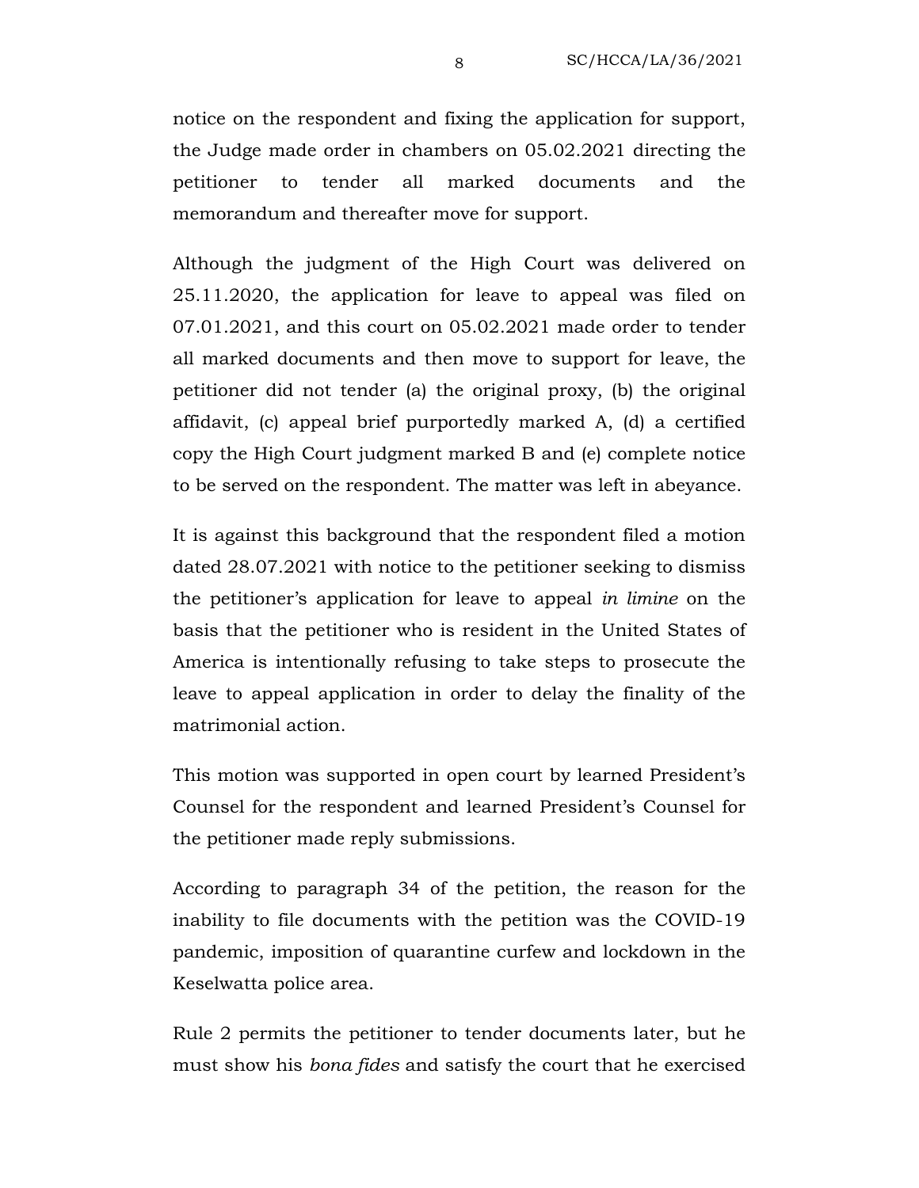notice on the respondent and fixing the application for support, the Judge made order in chambers on 05.02.2021 directing the petitioner to tender all marked documents and the memorandum and thereafter move for support.

Although the judgment of the High Court was delivered on 25.11.2020, the application for leave to appeal was filed on 07.01.2021, and this court on 05.02.2021 made order to tender all marked documents and then move to support for leave, the petitioner did not tender (a) the original proxy, (b) the original affidavit, (c) appeal brief purportedly marked A, (d) a certified copy the High Court judgment marked B and (e) complete notice to be served on the respondent. The matter was left in abeyance.

It is against this background that the respondent filed a motion dated 28.07.2021 with notice to the petitioner seeking to dismiss the petitioner's application for leave to appeal *in limine* on the basis that the petitioner who is resident in the United States of America is intentionally refusing to take steps to prosecute the leave to appeal application in order to delay the finality of the matrimonial action.

This motion was supported in open court by learned President's Counsel for the respondent and learned President's Counsel for the petitioner made reply submissions.

According to paragraph 34 of the petition, the reason for the inability to file documents with the petition was the COVID-19 pandemic, imposition of quarantine curfew and lockdown in the Keselwatta police area.

Rule 2 permits the petitioner to tender documents later, but he must show his *bona fides* and satisfy the court that he exercised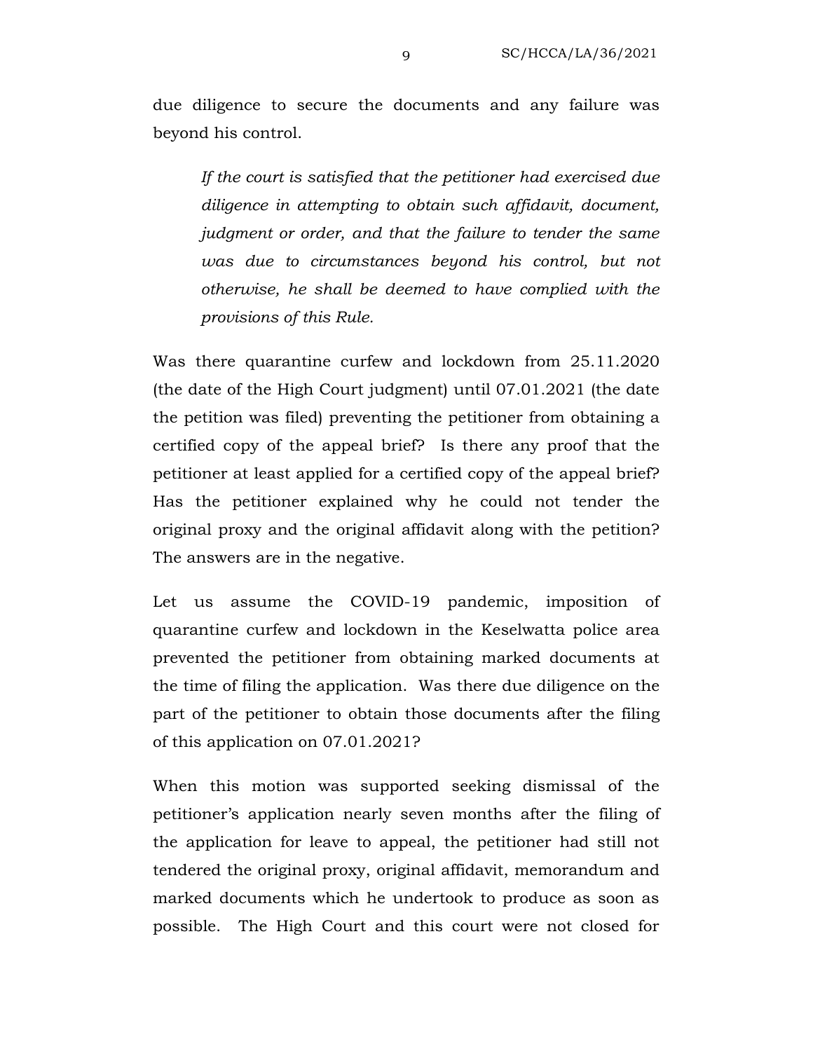due diligence to secure the documents and any failure was beyond his control.

> *If the court is satisfied that the petitioner had exercised due diligence in attempting to obtain such affidavit, document, judgment or order, and that the failure to tender the same was due to circumstances beyond his control, but not otherwise, he shall be deemed to have complied with the provisions of this Rule.*

Was there quarantine curfew and lockdown from 25.11.2020 (the date of the High Court judgment) until 07.01.2021 (the date the petition was filed) preventing the petitioner from obtaining a certified copy of the appeal brief? Is there any proof that the petitioner at least applied for a certified copy of the appeal brief? Has the petitioner explained why he could not tender the original proxy and the original affidavit along with the petition? The answers are in the negative.

Let us assume the COVID-19 pandemic, imposition of quarantine curfew and lockdown in the Keselwatta police area prevented the petitioner from obtaining marked documents at the time of filing the application. Was there due diligence on the part of the petitioner to obtain those documents after the filing of this application on 07.01.2021?

When this motion was supported seeking dismissal of the petitioner's application nearly seven months after the filing of the application for leave to appeal, the petitioner had still not tendered the original proxy, original affidavit, memorandum and marked documents which he undertook to produce as soon as possible. The High Court and this court were not closed for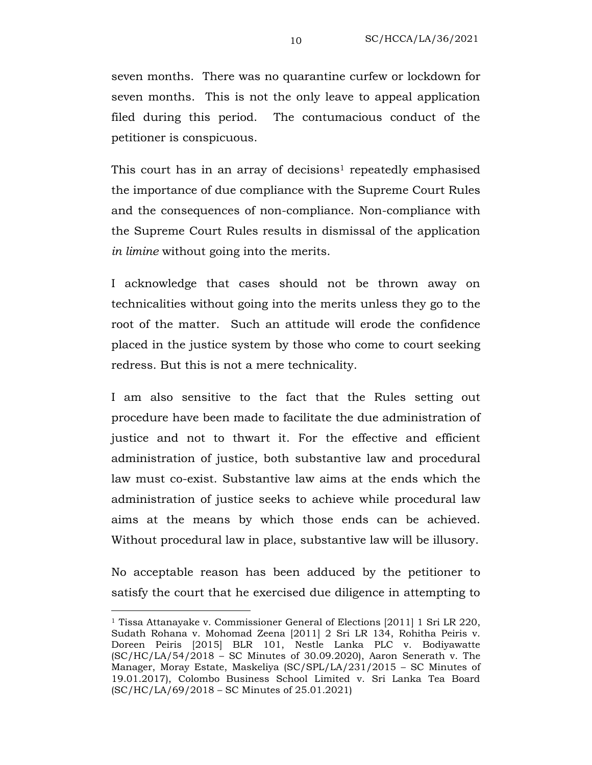seven months. There was no quarantine curfew or lockdown for seven months. This is not the only leave to appeal application filed during this period. The contumacious conduct of the petitioner is conspicuous.

This court has in an array of decisions[1] repeatedly emphasised the importance of due compliance with the Supreme Court Rules and the consequences of non-compliance. Non-compliance with the Supreme Court Rules results in dismissal of the application *in limine* without going into the merits.

I acknowledge that cases should not be thrown away on technicalities without going into the merits unless they go to the root of the matter. Such an attitude will erode the confidence placed in the justice system by those who come to court seeking redress. But this is not a mere technicality.

I am also sensitive to the fact that the Rules setting out procedure have been made to facilitate the due administration of justice and not to thwart it. For the effective and efficient administration of justice, both substantive law and procedural law must co-exist. Substantive law aims at the ends which the administration of justice seeks to achieve while procedural law aims at the means by which those ends can be achieved. Without procedural law in place, substantive law will be illusory.

No acceptable reason has been adduced by the petitioner to satisfy the court that he exercised due diligence in attempting to

---

[1] Tissa Attanayake v. Commissioner General of Elections [2011] 1 Sri LR 220, Sudath Rohana v. Mohomad Zeena [2011] 2 Sri LR 134, Rohitha Peiris v. Doreen Peiris [2015] BLR 101, Nestle Lanka PLC v. Bodiyawatte (SC/HC/LA/54/2018 – SC Minutes of 30.09.2020), Aaron Senerath v. The Manager, Moray Estate, Maskeliya (SC/SPL/LA/231/2015 – SC Minutes of 19.01.2017), Colombo Business School Limited v. Sri Lanka Tea Board (SC/HC/LA/69/2018 – SC Minutes of 25.01.2021)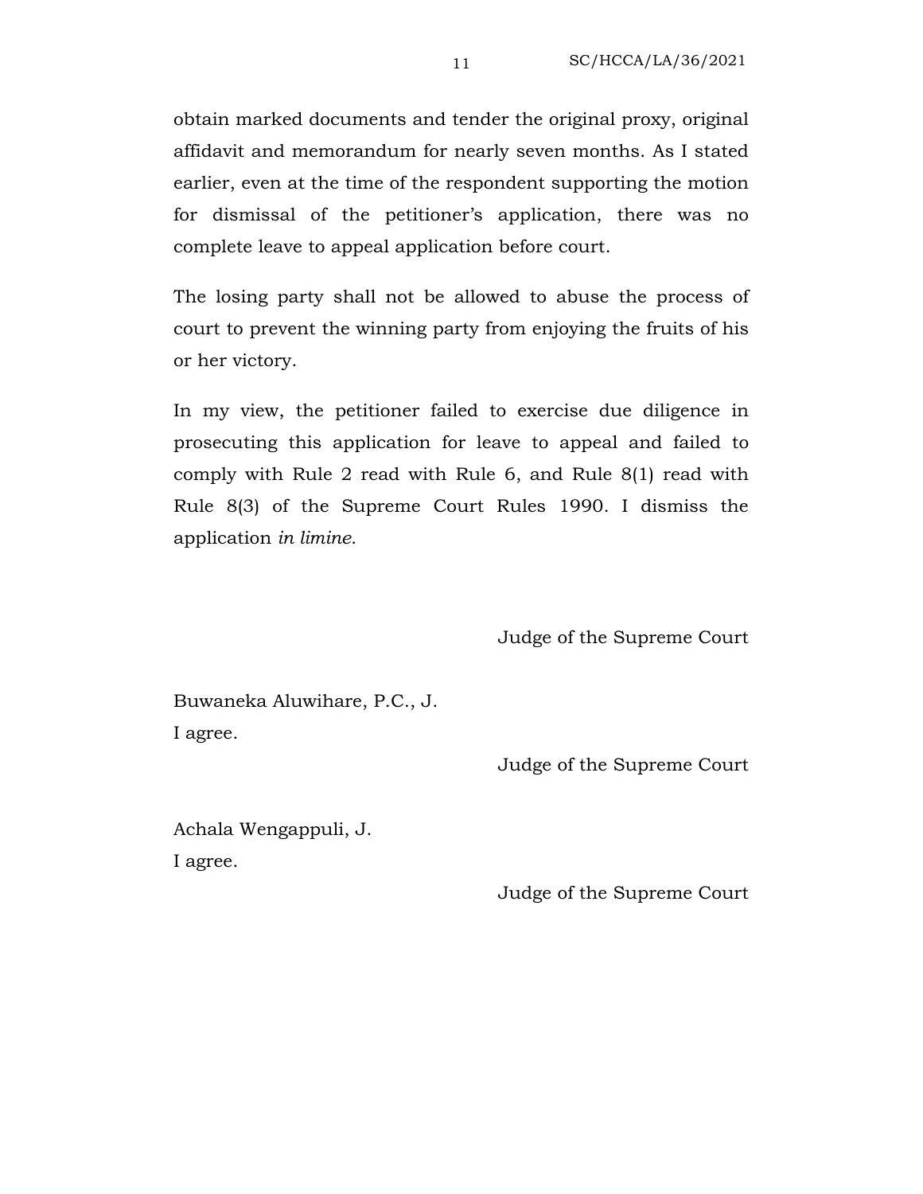obtain marked documents and tender the original proxy, original affidavit and memorandum for nearly seven months. As I stated earlier, even at the time of the respondent supporting the motion for dismissal of the petitioner's application, there was no complete leave to appeal application before court.

The losing party shall not be allowed to abuse the process of court to prevent the winning party from enjoying the fruits of his or her victory.

In my view, the petitioner failed to exercise due diligence in prosecuting this application for leave to appeal and failed to comply with Rule 2 read with Rule 6, and Rule 8(1) read with Rule 8(3) of the Supreme Court Rules 1990. I dismiss the application *in limine*.

Judge of the Supreme Court

Buwaneka Aluwihare, P.C., J.

I agree.

Judge of the Supreme Court

Achala Wengappuli, J.

I agree.

Judge of the Supreme Court